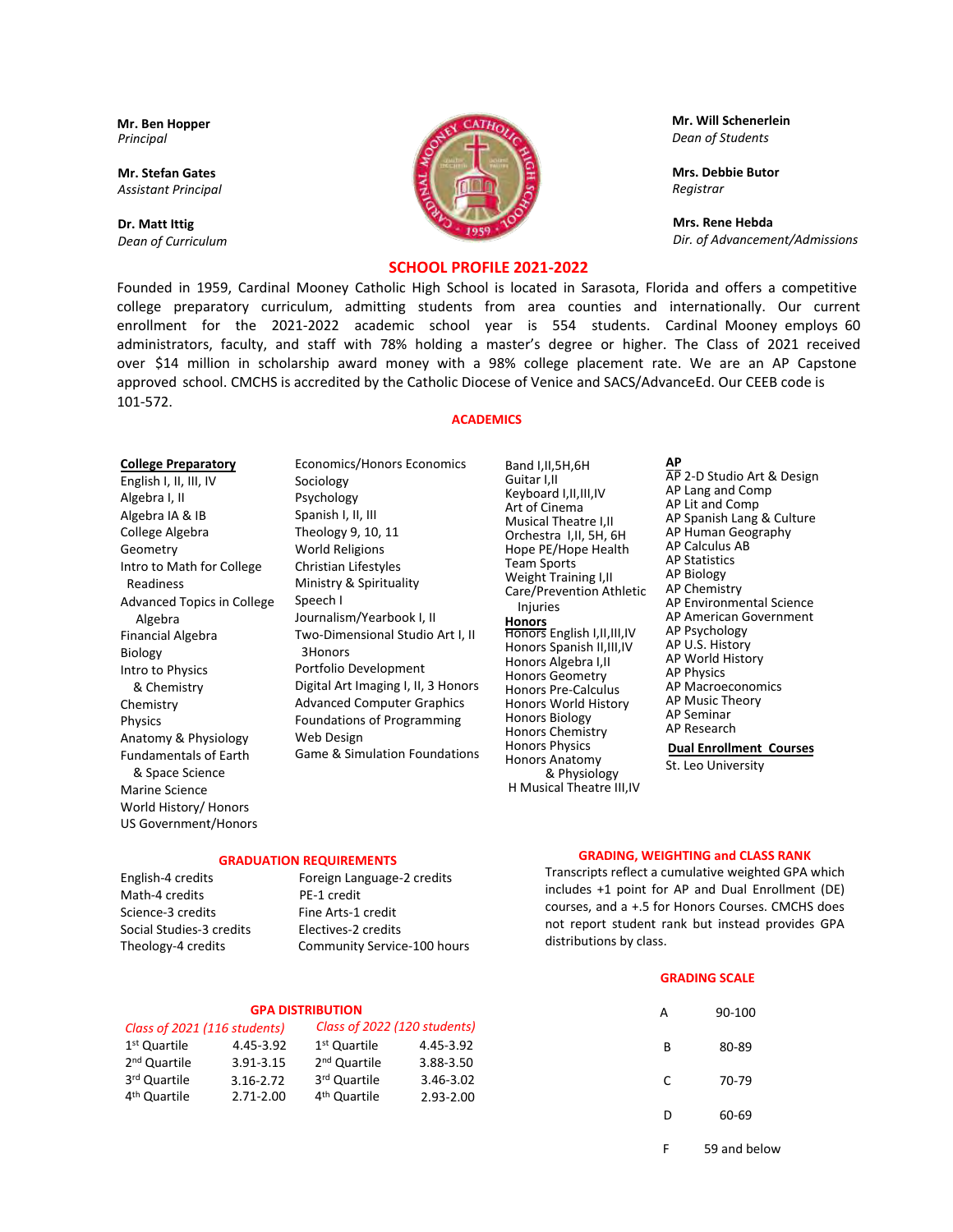**Mr. Ben Hopper**
*Principal*

**Mr. Stefan Gates**
*Assistant Principal*

**Dr. Matt Ittig**
*Dean of Curriculum*

**Mr. Will Schenerlein**
*Dean of Students*

**Mrs. Debbie Butor**
*Registrar*

**Mrs. Rene Hebda**
*Dir. of Advancement/Admissions*

# SCHOOL PROFILE 2021-2022

Founded in 1959, Cardinal Mooney Catholic High School is located in Sarasota, Florida and offers a competitive college preparatory curriculum, admitting students from area counties and internationally. Our current enrollment for the 2021-2022 academic school year is 554 students. Cardinal Mooney employs 60 administrators, faculty, and staff with 78% holding a master's degree or higher. The Class of 2021 received over $14 million in scholarship award money with a 98% college placement rate. We are an AP Capstone approved school. CMCHS is accredited by the Catholic Diocese of Venice and SACS/AdvanceEd. Our CEEB code is 101-572.

## ACADEMICS

**College Preparatory**
- English I, II, III, IV
- Algebra I, II
- Algebra IA & IB
- College Algebra
- Geometry
- Intro to Math for College Readiness
- Advanced Topics in College Algebra
- Financial Algebra
- Biology
- Intro to Physics & Chemistry
- Chemistry
- Physics
- Anatomy & Physiology
- Fundamentals of Earth & Space Science
- Marine Science
- World History/ Honors
- US Government/Honors
- Economics/Honors Economics
- Sociology
- Psychology
- Spanish I, II, III
- Theology 9, 10, 11
- World Religions
- Christian Lifestyles
- Ministry & Spirituality
- Speech I
- Journalism/Yearbook I, II
- Two-Dimensional Studio Art I, II 3Honors
- Portfolio Development
- Digital Art Imaging I, II, 3 Honors
- Advanced Computer Graphics
- Foundations of Programming
- Web Design
- Game & Simulation Foundations
- Band I,II,5H,6H
- Guitar I,II
- Keyboard I,II,III,IV
- Art of Cinema
- Musical Theatre I,II
- Orchestra I,II, 5H, 6H
- Hope PE/Hope Health
- Team Sports
- Weight Training I,II
- Care/Prevention Athletic Injuries

**Honors**
- Honors English I,II,III,IV
- Honors Spanish II,III,IV
- Honors Algebra I,II
- Honors Geometry
- Honors Pre-Calculus
- Honors World History
- Honors Biology
- Honors Chemistry
- Honors Physics
- Honors Anatomy & Physiology
- H Musical Theatre III,IV

**AP**
- AP 2-D Studio Art & Design
- AP Lang and Comp
- AP Lit and Comp
- AP Spanish Lang & Culture
- AP Human Geography
- AP Calculus AB
- AP Statistics
- AP Biology
- AP Chemistry
- AP Environmental Science
- AP American Government
- AP Psychology
- AP U.S. History
- AP World History
- AP Physics
- AP Macroeconomics
- AP Music Theory
- AP Seminar
- AP Research

**Dual Enrollment Courses**
- St. Leo University

## GRADUATION REQUIREMENTS

| | |
|---|---|
| English-4 credits | Foreign Language-2 credits |
| Math-4 credits | PE-1 credit |
| Science-3 credits | Fine Arts-1 credit |
| Social Studies-3 credits | Electives-2 credits |
| Theology-4 credits | Community Service-100 hours |

## GRADING, WEIGHTING and CLASS RANK

Transcripts reflect a cumulative weighted GPA which includes +1 point for AP and Dual Enrollment (DE) courses, and a +.5 for Honors Courses. CMCHS does not report student rank but instead provides GPA distributions by class.

## GRADING SCALE

| Grade | Range |
|---|---|
| A | 90-100 |
| B | 80-89 |
| C | 70-79 |
| D | 60-69 |
| F | 59 and below |

## GPA DISTRIBUTION

| *Class of 2021 (116 students)* | | *Class of 2022 (120 students)* | |
|---|---|---|---|
| 1st Quartile | 4.45-3.92 | 1st Quartile | 4.45-3.92 |
| 2nd Quartile | 3.91-3.15 | 2nd Quartile | 3.88-3.50 |
| 3rd Quartile | 3.16-2.72 | 3rd Quartile | 3.46-3.02 |
| 4th Quartile | 2.71-2.00 | 4th Quartile | 2.93-2.00 |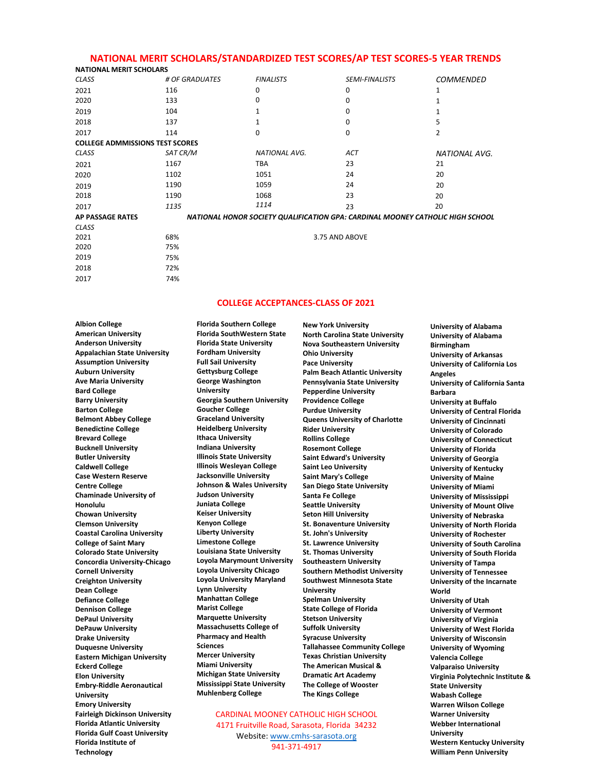# NATIONAL MERIT SCHOLARS/STANDARDIZED TEST SCORES/AP TEST SCORES-5 YEAR TRENDS

**NATIONAL MERIT SCHOLARS**

| *CLASS* | *# OF GRADUATES* | *FINALISTS* | *SEMI-FINALISTS* | *COMMENDED* |
|---|---|---|---|---|
| 2021 | 116 | 0 | 0 | 1 |
| 2020 | 133 | 0 | 0 | 1 |
| 2019 | 104 | 1 | 0 | 1 |
| 2018 | 137 | 1 | 0 | 5 |
| 2017 | 114 | 0 | 0 | 2 |

**COLLEGE ADMMISSIONS TEST SCORES**

| *CLASS* | *SAT CR/M* | *NATIONAL AVG.* | *ACT* | *NATIONAL AVG.* |
|---|---|---|---|---|
| 2021 | 1167 | TBA | 23 | 21 |
| 2020 | 1102 | 1051 | 24 | 20 |
| 2019 | 1190 | 1059 | 24 | 20 |
| 2018 | 1190 | 1068 | 23 | 20 |
| 2017 | *1135* | *1114* | 23 | 20 |

**AP PASSAGE RATES**

| *CLASS* | |
|---|---|
| 2021 | 68% |
| 2020 | 75% |
| 2019 | 75% |
| 2018 | 72% |
| 2017 | 74% |

***NATIONAL HONOR SOCIETY QUALIFICATION GPA: CARDINAL MOONEY CATHOLIC HIGH SCHOOL***

3.75 AND ABOVE

## COLLEGE ACCEPTANCES-CLASS OF 2021

**Albion College**
**American University**
**Anderson University**
**Appalachian State University**
**Assumption University**
**Auburn University**
**Ave Maria University**
**Bard College**
**Barry University**
**Barton College**
**Belmont Abbey College**
**Benedictine College**
**Brevard College**
**Bucknell University**
**Butler University**
**Caldwell College**
**Case Western Reserve**
**Centre College**
**Chaminade University of Honolulu**
**Chowan University**
**Clemson University**
**Coastal Carolina University**
**College of Saint Mary**
**Colorado State University**
**Concordia University-Chicago**
**Cornell University**
**Creighton University**
**Dean College**
**Defiance College**
**Dennison College**
**DePaul University**
**DePauw University**
**Drake University**
**Duquesne University**
**Eastern Michigan University**
**Eckerd College**
**Elon University**
**Embry-Riddle Aeronautical University**
**Emory University**
**Fairleigh Dickinson University**
**Florida Atlantic University**
**Florida Gulf Coast University**
**Florida Institute of Technology**
**Florida Southern College**
**Florida SouthWestern State**
**Florida State University**
**Fordham University**
**Full Sail University**
**Gettysburg College**
**George Washington University**
**Georgia Southern University**
**Goucher College**
**Graceland University**
**Heidelberg University**
**Ithaca University**
**Indiana University**
**Illinois State University**
**Illinois Wesleyan College**
**Jacksonville University**
**Johnson & Wales University**
**Judson University**
**Juniata College**
**Keiser University**
**Kenyon College**
**Liberty University**
**Limestone College**
**Louisiana State University**
**Loyola Marymount University**
**Loyola University Chicago**
**Loyola University Maryland**
**Lynn University**
**Manhattan College**
**Marist College**
**Marquette University**
**Massachusetts College of Pharmacy and Health Sciences**
**Mercer University**
**Miami University**
**Michigan State University**
**Mississippi State University**
**Muhlenberg College**
**New York University**
**North Carolina State University**
**Nova Southeastern University**
**Ohio University**
**Pace University**
**Palm Beach Atlantic University**
**Pennsylvania State University**
**Pepperdine University**
**Providence College**
**Purdue University**
**Queens University of Charlotte**
**Rider University**
**Rollins College**
**Rosemont College**
**Saint Edward's University**
**Saint Leo University**
**Saint Mary's College**
**San Diego State University**
**Santa Fe College**
**Seattle University**
**Seton Hill University**
**St. Bonaventure University**
**St. John's University**
**St. Lawrence University**
**St. Thomas University**
**Southeastern University**
**Southern Methodist University**
**Southwest Minnesota State University**
**Spelman University**
**State College of Florida**
**Stetson University**
**Suffolk University**
**Syracuse University**
**Tallahassee Community College**
**Texas Christian University**
**The American Musical & Dramatic Art Academy**
**The College of Wooster**
**The Kings College**
**University of Alabama**
**University of Alabama Birmingham**
**University of Arkansas**
**University of California Los Angeles**
**University of California Santa Barbara**
**University at Buffalo**
**University of Central Florida**
**University of Cincinnati**
**University of Colorado**
**University of Connecticut**
**University of Florida**
**University of Georgia**
**University of Kentucky**
**University of Maine**
**University of Miami**
**University of Mississippi**
**University of Mount Olive**
**University of Nebraska**
**University of North Florida**
**University of Rochester**
**University of South Carolina**
**University of South Florida**
**University of Tampa**
**University of Tennessee**
**University of the Incarnate World**
**University of Utah**
**University of Vermont**
**University of Virginia**
**University of West Florida**
**University of Wisconsin**
**University of Wyoming**
**Valencia College**
**Valparaiso University**
**Virginia Polytechnic Institute & State University**
**Wabash College**
**Warren Wilson College**
**Warner University**
**Webber International University**
**Western Kentucky University**
**William Penn University**

CARDINAL MOONEY CATHOLIC HIGH SCHOOL
4171 Fruitville Road, Sarasota, Florida 34232
Website: www.cmhs-sarasota.org
941-371-4917